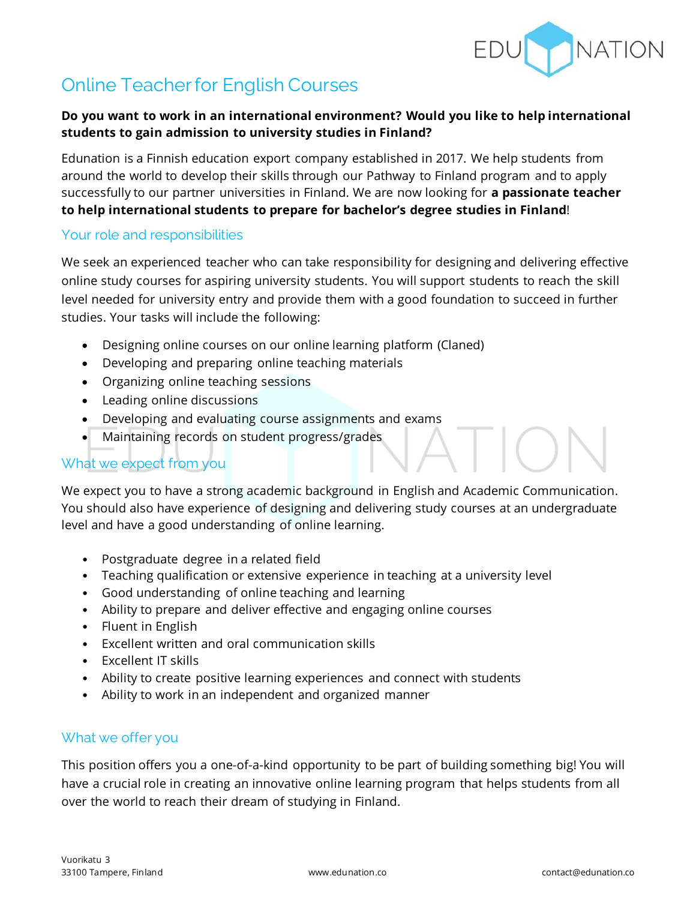# Online Teacher for English Courses

**Do you want to work in an international environment? Would you like to help international students to gain admission to university studies in Finland?**

Edunation is a Finnish education export company established in 2017. We help students from around the world to develop their skills through our Pathway to Finland program and to apply successfully to our partner universities in Finland. We are now looking for **a passionate teacher to help international students to prepare for bachelor's degree studies in Finland**!

## Your role and responsibilities

We seek an experienced teacher who can take responsibility for designing and delivering effective online study courses for aspiring university students. You will support students to reach the skill level needed for university entry and provide them with a good foundation to succeed in further studies. Your tasks will include the following:

- Designing online courses on our online learning platform (Claned)
- Developing and preparing online teaching materials
- Organizing online teaching sessions
- Leading online discussions
- Developing and evaluating course assignments and exams
- Maintaining records on student progress/grades

## What we expect from you

We expect you to have a strong academic background in English and Academic Communication. You should also have experience of designing and delivering study courses at an undergraduate level and have a good understanding of online learning.

- Postgraduate degree in a related field
- Teaching qualification or extensive experience in teaching at a university level
- Good understanding of online teaching and learning
- Ability to prepare and deliver effective and engaging online courses
- Fluent in English
- Excellent written and oral communication skills
- Excellent IT skills
- Ability to create positive learning experiences and connect with students
- Ability to work in an independent and organized manner

## What we offer you

This position offers you a one-of-a-kind opportunity to be part of building something big! You will have a crucial role in creating an innovative online learning program that helps students from all over the world to reach their dream of studying in Finland.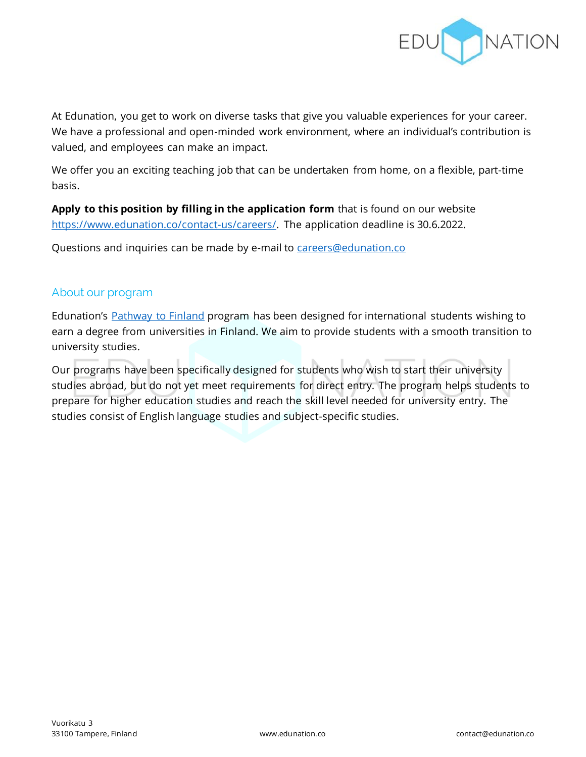At Edunation, you get to work on diverse tasks that give you valuable experiences for your career. We have a professional and open-minded work environment, where an individual's contribution is valued, and employees can make an impact.

We offer you an exciting teaching job that can be undertaken from home, on a flexible, part-time basis.

**Apply to this position by filling in the application form** that is found on our website https://www.edunation.co/contact-us/careers/. The application deadline is 30.6.2022.

Questions and inquiries can be made by e-mail to careers@edunation.co

## About our program

Edunation's Pathway to Finland program has been designed for international students wishing to earn a degree from universities in Finland. We aim to provide students with a smooth transition to university studies.

Our programs have been specifically designed for students who wish to start their university studies abroad, but do not yet meet requirements for direct entry. The program helps students to prepare for higher education studies and reach the skill level needed for university entry. The studies consist of English language studies and subject-specific studies.